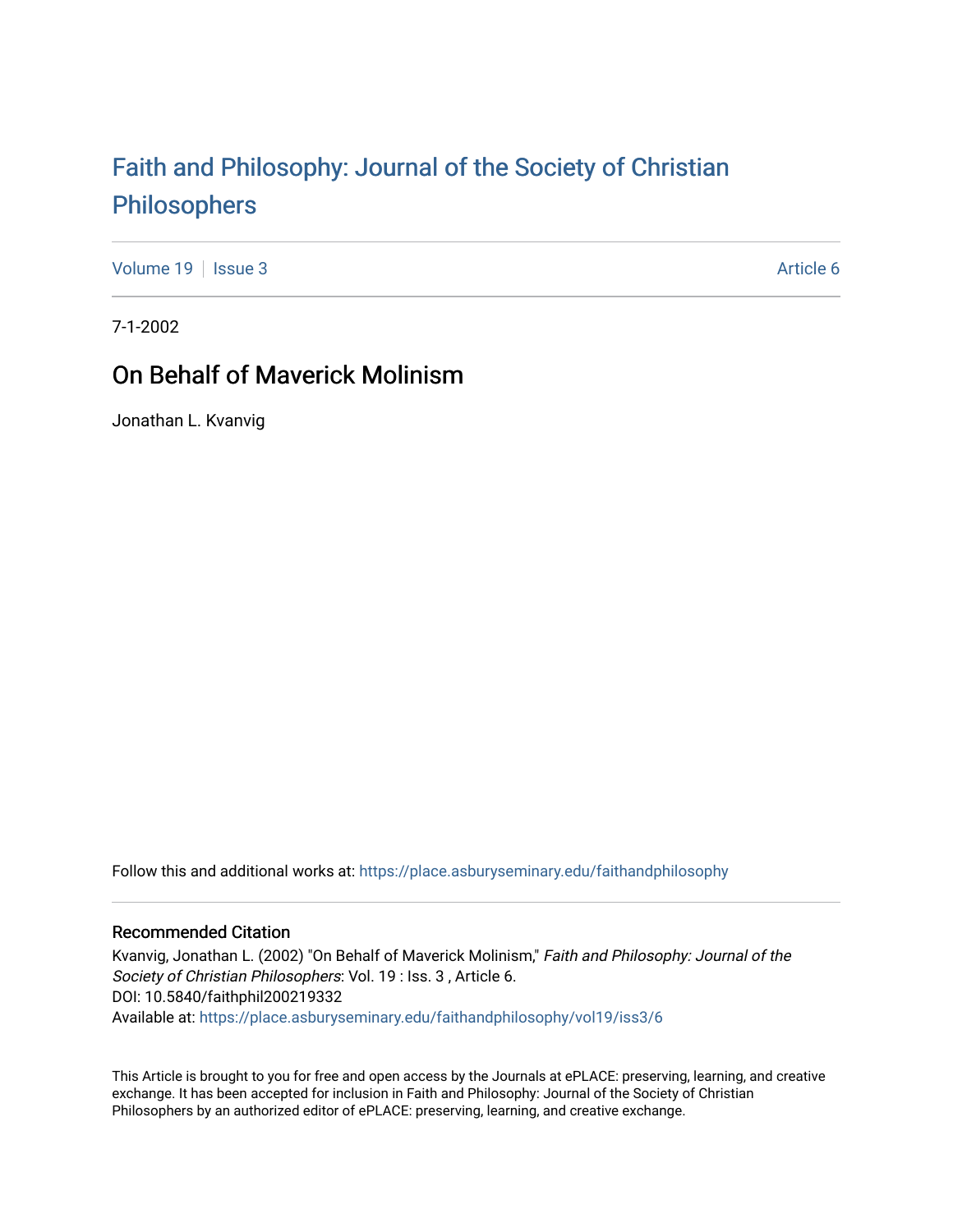# Faith and Philosophy: Journal of the Society of Christian Philosophers

Volume 19 | Issue 3 | Article 6

7-1-2002

## On Behalf of Maverick Molinism

Jonathan L. Kvanvig

Follow this and additional works at: https://place.asburyseminary.edu/faithandphilosophy

### Recommended Citation

Kvanvig, Jonathan L. (2002) "On Behalf of Maverick Molinism," *Faith and Philosophy: Journal of the Society of Christian Philosophers*: Vol. 19 : Iss. 3 , Article 6.
DOI: 10.5840/faithphil200219332
Available at: https://place.asburyseminary.edu/faithandphilosophy/vol19/iss3/6

This Article is brought to you for free and open access by the Journals at ePLACE: preserving, learning, and creative exchange. It has been accepted for inclusion in Faith and Philosophy: Journal of the Society of Christian Philosophers by an authorized editor of ePLACE: preserving, learning, and creative exchange.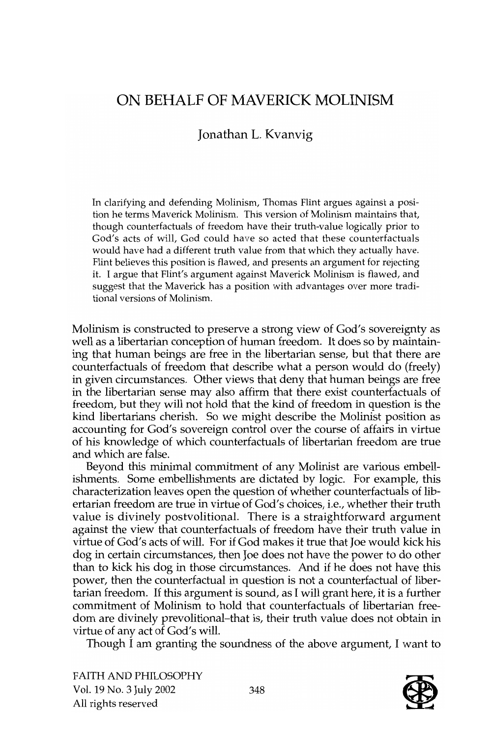# ON BEHALF OF MAVERICK MOLINISM

Jonathan L. Kvanvig

In clarifying and defending Molinism, Thomas Flint argues against a position he terms Maverick Molinism. This version of Molinism maintains that, though counterfactuals of freedom have their truth-value logically prior to God's acts of will, God could have so acted that these counterfactuals would have had a different truth value from that which they actually have. Flint believes this position is flawed, and presents an argument for rejecting it. I argue that Flint's argument against Maverick Molinism is flawed, and suggest that the Maverick has a position with advantages over more traditional versions of Molinism.

Molinism is constructed to preserve a strong view of God's sovereignty as well as a libertarian conception of human freedom. It does so by maintaining that human beings are free in the libertarian sense, but that there are counterfactuals of freedom that describe what a person would do (freely) in given circumstances. Other views that deny that human beings are free in the libertarian sense may also affirm that there exist counterfactuals of freedom, but they will not hold that the kind of freedom in question is the kind libertarians cherish. So we might describe the Molinist position as accounting for God's sovereign control over the course of affairs in virtue of his knowledge of which counterfactuals of libertarian freedom are true and which are false.

Beyond this minimal commitment of any Molinist are various embellishments. Some embellishments are dictated by logic. For example, this characterization leaves open the question of whether counterfactuals of libertarian freedom are true in virtue of God's choices, i.e., whether their truth value is divinely postvolitional. There is a straightforward argument against the view that counterfactuals of freedom have their truth value in virtue of God's acts of will. For if God makes it true that Joe would kick his dog in certain circumstances, then Joe does not have the power to do other than to kick his dog in those circumstances. And if he does not have this power, then the counterfactual in question is not a counterfactual of libertarian freedom. If this argument is sound, as I will grant here, it is a further commitment of Molinism to hold that counterfactuals of libertarian freedom are divinely prevolitional–that is, their truth value does not obtain in virtue of any act of God's will.

Though I am granting the soundness of the above argument, I want to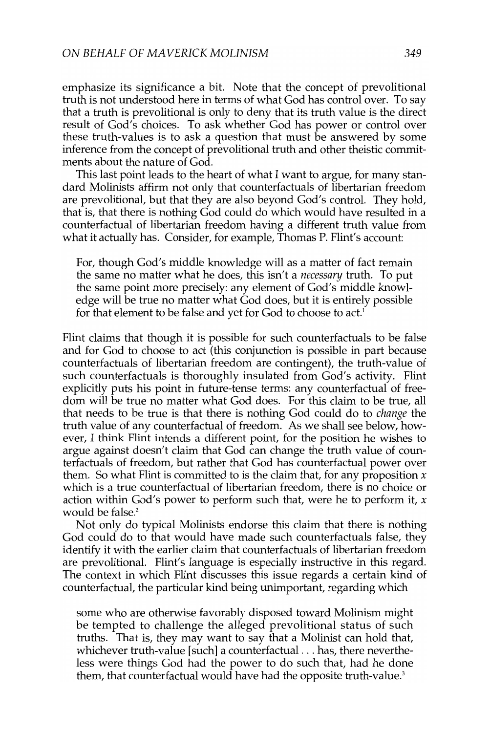emphasize its significance a bit. Note that the concept of prevolitional truth is not understood here in terms of what God has control over. To say that a truth is prevolitional is only to deny that its truth value is the direct result of God's choices. To ask whether God has power or control over these truth-values is to ask a question that must be answered by some inference from the concept of prevolitional truth and other theistic commitments about the nature of God.

This last point leads to the heart of what I want to argue, for many standard Molinists affirm not only that counterfactuals of libertarian freedom are prevolitional, but that they are also beyond God's control. They hold, that is, that there is nothing God could do which would have resulted in a counterfactual of libertarian freedom having a different truth value from what it actually has. Consider, for example, Thomas P. Flint's account:

> For, though God's middle knowledge will as a matter of fact remain the same no matter what he does, this isn't a *necessary* truth. To put the same point more precisely: any element of God's middle knowledge will be true no matter what God does, but it is entirely possible for that element to be false and yet for God to choose to act.[1]

Flint claims that though it is possible for such counterfactuals to be false and for God to choose to act (this conjunction is possible in part because counterfactuals of libertarian freedom are contingent), the truth-value of such counterfactuals is thoroughly insulated from God's activity. Flint explicitly puts his point in future-tense terms: any counterfactual of freedom will be true no matter what God does. For this claim to be true, all that needs to be true is that there is nothing God could do to *change* the truth value of any counterfactual of freedom. As we shall see below, however, I think Flint intends a different point, for the position he wishes to argue against doesn't claim that God can change the truth value of counterfactuals of freedom, but rather that God has counterfactual power over them. So what Flint is committed to is the claim that, for any proposition $x$ which is a true counterfactual of libertarian freedom, there is no choice or action within God's power to perform such that, were he to perform it, $x$ would be false.[2]

Not only do typical Molinists endorse this claim that there is nothing God could do to that would have made such counterfactuals false, they identify it with the earlier claim that counterfactuals of libertarian freedom are prevolitional. Flint's language is especially instructive in this regard. The context in which Flint discusses this issue regards a certain kind of counterfactual, the particular kind being unimportant, regarding which

> some who are otherwise favorably disposed toward Molinism might be tempted to challenge the alleged prevolitional status of such truths. That is, they may want to say that a Molinist can hold that, whichever truth-value [such] a counterfactual . . . has, there nevertheless were things God had the power to do such that, had he done them, that counterfactual would have had the opposite truth-value.[3]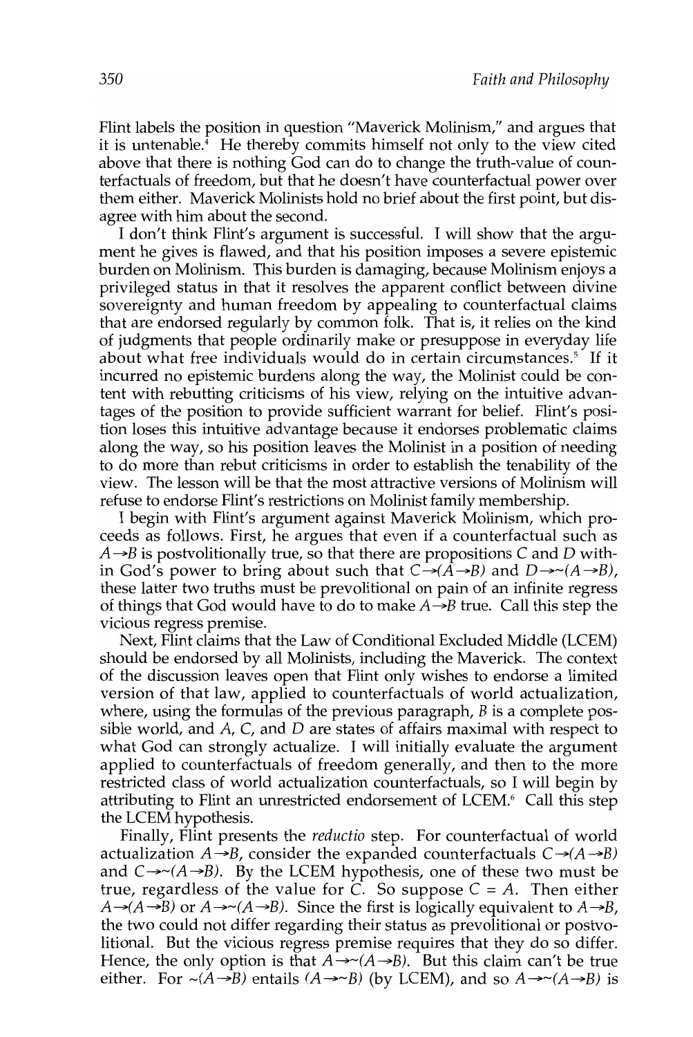Flint labels the position in question "Maverick Molinism," and argues that it is untenable.[4] He thereby commits himself not only to the view cited above that there is nothing God can do to change the truth-value of counterfactuals of freedom, but that he doesn't have counterfactual power over them either. Maverick Molinists hold no brief about the first point, but disagree with him about the second.

I don't think Flint's argument is successful. I will show that the argument he gives is flawed, and that his position imposes a severe epistemic burden on Molinism. This burden is damaging, because Molinism enjoys a privileged status in that it resolves the apparent conflict between divine sovereignty and human freedom by appealing to counterfactual claims that are endorsed regularly by common folk. That is, it relies on the kind of judgments that people ordinarily make or presuppose in everyday life about what free individuals would do in certain circumstances.[5] If it incurred no epistemic burdens along the way, the Molinist could be content with rebutting criticisms of his view, relying on the intuitive advantages of the position to provide sufficient warrant for belief. Flint's position loses this intuitive advantage because it endorses problematic claims along the way, so his position leaves the Molinist in a position of needing to do more than rebut criticisms in order to establish the tenability of the view. The lesson will be that the most attractive versions of Molinism will refuse to endorse Flint's restrictions on Molinist family membership.

I begin with Flint's argument against Maverick Molinism, which proceeds as follows. First, he argues that even if a counterfactual such as $A \rightarrow B$ is postvolitionally true, so that there are propositions $C$ and $D$ within God's power to bring about such that $C \rightarrow (A \rightarrow B)$ and $D \rightarrow \sim(A \rightarrow B)$, these latter two truths must be prevolitional on pain of an infinite regress of things that God would have to do to make $A \rightarrow B$ true. Call this step the vicious regress premise.

Next, Flint claims that the Law of Conditional Excluded Middle (LCEM) should be endorsed by all Molinists, including the Maverick. The context of the discussion leaves open that Flint only wishes to endorse a limited version of that law, applied to counterfactuals of world actualization, where, using the formulas of the previous paragraph, $B$ is a complete possible world, and $A$, $C$, and $D$ are states of affairs maximal with respect to what God can strongly actualize. I will initially evaluate the argument applied to counterfactuals of freedom generally, and then to the more restricted class of world actualization counterfactuals, so I will begin by attributing to Flint an unrestricted endorsement of LCEM.[6] Call this step the LCEM hypothesis.

Finally, Flint presents the *reductio* step. For counterfactual of world actualization $A \rightarrow B$, consider the expanded counterfactuals $C \rightarrow (A \rightarrow B)$ and $C \rightarrow \sim(A \rightarrow B)$. By the LCEM hypothesis, one of these two must be true, regardless of the value for $C$. So suppose $C = A$. Then either $A \rightarrow (A \rightarrow B)$ or $A \rightarrow \sim(A \rightarrow B)$. Since the first is logically equivalent to $A \rightarrow B$, the two could not differ regarding their status as prevolitional or postvolitional. But the vicious regress premise requires that they do so differ. Hence, the only option is that $A \rightarrow \sim(A \rightarrow B)$. But this claim can't be true either. For $\sim(A \rightarrow B)$ entails $(A \rightarrow \sim B)$ (by LCEM), and so $A \rightarrow \sim(A \rightarrow B)$ is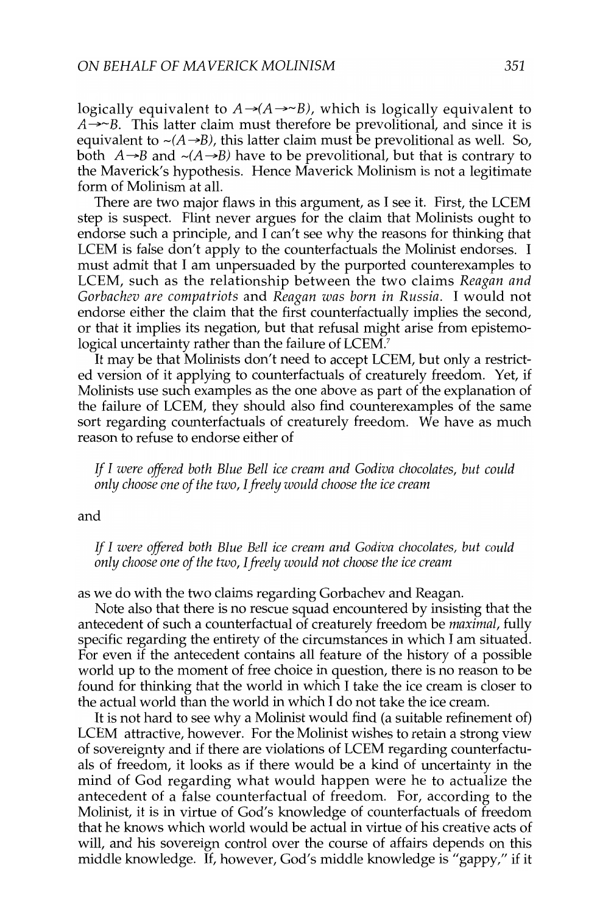logically equivalent to $A \rightarrow (A \rightarrow \sim B)$, which is logically equivalent to $A \rightarrow \sim B$. This latter claim must therefore be prevolitional, and since it is equivalent to $\sim(A \rightarrow B)$, this latter claim must be prevolitional as well. So, both $A \rightarrow B$ and $\sim(A \rightarrow B)$ have to be prevolitional, but that is contrary to the Maverick's hypothesis. Hence Maverick Molinism is not a legitimate form of Molinism at all.

There are two major flaws in this argument, as I see it. First, the LCEM step is suspect. Flint never argues for the claim that Molinists ought to endorse such a principle, and I can't see why the reasons for thinking that LCEM is false don't apply to the counterfactuals the Molinist endorses. I must admit that I am unpersuaded by the purported counterexamples to LCEM, such as the relationship between the two claims *Reagan and Gorbachev are compatriots* and *Reagan was born in Russia*. I would not endorse either the claim that the first counterfactually implies the second, or that it implies its negation, but that refusal might arise from epistemological uncertainty rather than the failure of LCEM.[7]

It may be that Molinists don't need to accept LCEM, but only a restricted version of it applying to counterfactuals of creaturely freedom. Yet, if Molinists use such examples as the one above as part of the explanation of the failure of LCEM, they should also find counterexamples of the same sort regarding counterfactuals of creaturely freedom. We have as much reason to refuse to endorse either of

> *If I were offered both Blue Bell ice cream and Godiva chocolates, but could only choose one of the two, I freely would choose the ice cream*

and

> *If I were offered both Blue Bell ice cream and Godiva chocolates, but could only choose one of the two, I freely would not choose the ice cream*

as we do with the two claims regarding Gorbachev and Reagan.

Note also that there is no rescue squad encountered by insisting that the antecedent of such a counterfactual of creaturely freedom be *maximal*, fully specific regarding the entirety of the circumstances in which I am situated. For even if the antecedent contains all feature of the history of a possible world up to the moment of free choice in question, there is no reason to be found for thinking that the world in which I take the ice cream is closer to the actual world than the world in which I do not take the ice cream.

It is not hard to see why a Molinist would find (a suitable refinement of) LCEM attractive, however. For the Molinist wishes to retain a strong view of sovereignty and if there are violations of LCEM regarding counterfactuals of freedom, it looks as if there would be a kind of uncertainty in the mind of God regarding what would happen were he to actualize the antecedent of a false counterfactual of freedom. For, according to the Molinist, it is in virtue of God's knowledge of counterfactuals of freedom that he knows which world would be actual in virtue of his creative acts of will, and his sovereign control over the course of affairs depends on this middle knowledge. If, however, God's middle knowledge is "gappy," if it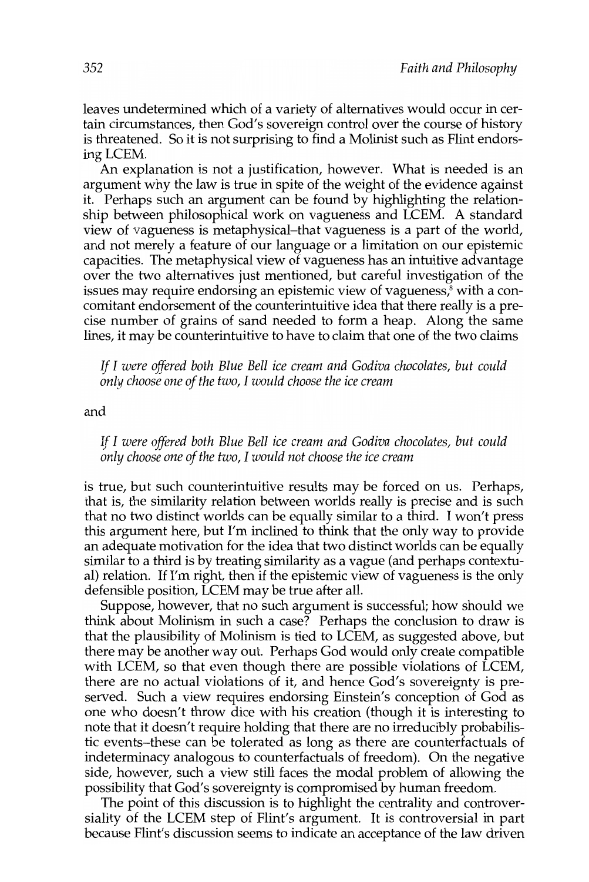leaves undetermined which of a variety of alternatives would occur in certain circumstances, then God's sovereign control over the course of history is threatened. So it is not surprising to find a Molinist such as Flint endorsing LCEM.

An explanation is not a justification, however. What is needed is an argument why the law is true in spite of the weight of the evidence against it. Perhaps such an argument can be found by highlighting the relationship between philosophical work on vagueness and LCEM. A standard view of vagueness is metaphysical–that vagueness is a part of the world, and not merely a feature of our language or a limitation on our epistemic capacities. The metaphysical view of vagueness has an intuitive advantage over the two alternatives just mentioned, but careful investigation of the issues may require endorsing an epistemic view of vagueness,[8] with a concomitant endorsement of the counterintuitive idea that there really is a precise number of grains of sand needed to form a heap. Along the same lines, it may be counterintuitive to have to claim that one of the two claims

> *If I were offered both Blue Bell ice cream and Godiva chocolates, but could only choose one of the two, I would choose the ice cream*

and

> *If I were offered both Blue Bell ice cream and Godiva chocolates, but could only choose one of the two, I would not choose the ice cream*

is true, but such counterintuitive results may be forced on us. Perhaps, that is, the similarity relation between worlds really is precise and is such that no two distinct worlds can be equally similar to a third. I won't press this argument here, but I'm inclined to think that the only way to provide an adequate motivation for the idea that two distinct worlds can be equally similar to a third is by treating similarity as a vague (and perhaps contextual) relation. If I'm right, then if the epistemic view of vagueness is the only defensible position, LCEM may be true after all.

Suppose, however, that no such argument is successful; how should we think about Molinism in such a case? Perhaps the conclusion to draw is that the plausibility of Molinism is tied to LCEM, as suggested above, but there may be another way out. Perhaps God would only create compatible with LCEM, so that even though there are possible violations of LCEM, there are no actual violations of it, and hence God's sovereignty is preserved. Such a view requires endorsing Einstein's conception of God as one who doesn't throw dice with his creation (though it is interesting to note that it doesn't require holding that there are no irreducibly probabilistic events–these can be tolerated as long as there are counterfactuals of indeterminacy analogous to counterfactuals of freedom). On the negative side, however, such a view still faces the modal problem of allowing the possibility that God's sovereignty is compromised by human freedom.

The point of this discussion is to highlight the centrality and controversiality of the LCEM step of Flint's argument. It is controversial in part because Flint's discussion seems to indicate an acceptance of the law driven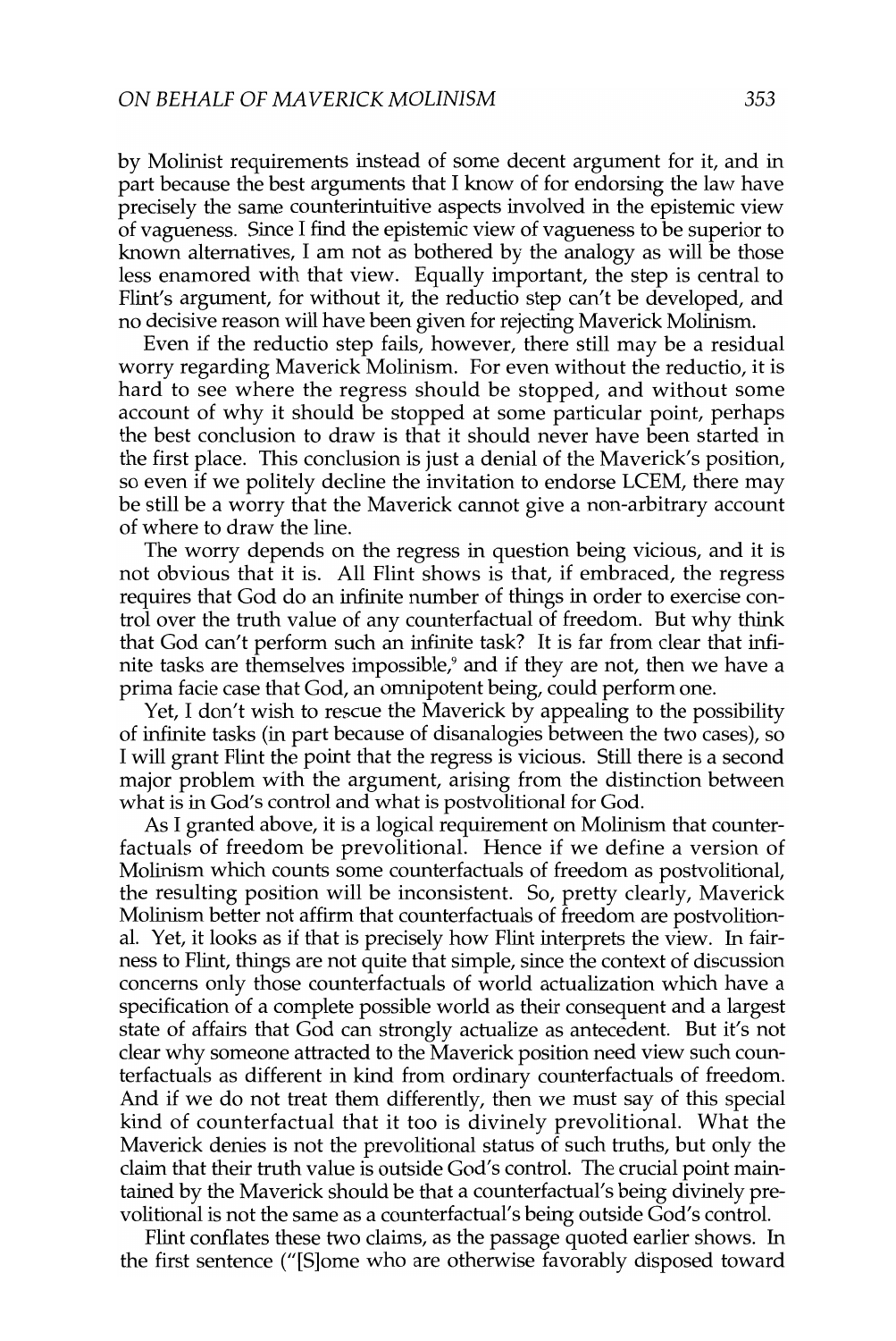by Molinist requirements instead of some decent argument for it, and in part because the best arguments that I know of for endorsing the law have precisely the same counterintuitive aspects involved in the epistemic view of vagueness. Since I find the epistemic view of vagueness to be superior to known alternatives, I am not as bothered by the analogy as will be those less enamored with that view. Equally important, the step is central to Flint's argument, for without it, the reductio step can't be developed, and no decisive reason will have been given for rejecting Maverick Molinism.

Even if the reductio step fails, however, there still may be a residual worry regarding Maverick Molinism. For even without the reductio, it is hard to see where the regress should be stopped, and without some account of why it should be stopped at some particular point, perhaps the best conclusion to draw is that it should never have been started in the first place. This conclusion is just a denial of the Maverick's position, so even if we politely decline the invitation to endorse LCEM, there may be still be a worry that the Maverick cannot give a non-arbitrary account of where to draw the line.

The worry depends on the regress in question being vicious, and it is not obvious that it is. All Flint shows is that, if embraced, the regress requires that God do an infinite number of things in order to exercise control over the truth value of any counterfactual of freedom. But why think that God can't perform such an infinite task? It is far from clear that infinite tasks are themselves impossible,[9] and if they are not, then we have a prima facie case that God, an omnipotent being, could perform one.

Yet, I don't wish to rescue the Maverick by appealing to the possibility of infinite tasks (in part because of disanalogies between the two cases), so I will grant Flint the point that the regress is vicious. Still there is a second major problem with the argument, arising from the distinction between what is in God's control and what is postvolitional for God.

As I granted above, it is a logical requirement on Molinism that counterfactuals of freedom be prevolitional. Hence if we define a version of Molinism which counts some counterfactuals of freedom as postvolitional, the resulting position will be inconsistent. So, pretty clearly, Maverick Molinism better not affirm that counterfactuals of freedom are postvolitional. Yet, it looks as if that is precisely how Flint interprets the view. In fairness to Flint, things are not quite that simple, since the context of discussion concerns only those counterfactuals of world actualization which have a specification of a complete possible world as their consequent and a largest state of affairs that God can strongly actualize as antecedent. But it's not clear why someone attracted to the Maverick position need view such counterfactuals as different in kind from ordinary counterfactuals of freedom. And if we do not treat them differently, then we must say of this special kind of counterfactual that it too is divinely prevolitional. What the Maverick denies is not the prevolitional status of such truths, but only the claim that their truth value is outside God's control. The crucial point maintained by the Maverick should be that a counterfactual's being divinely prevolitional is not the same as a counterfactual's being outside God's control.

Flint conflates these two claims, as the passage quoted earlier shows. In the first sentence ("[S]ome who are otherwise favorably disposed toward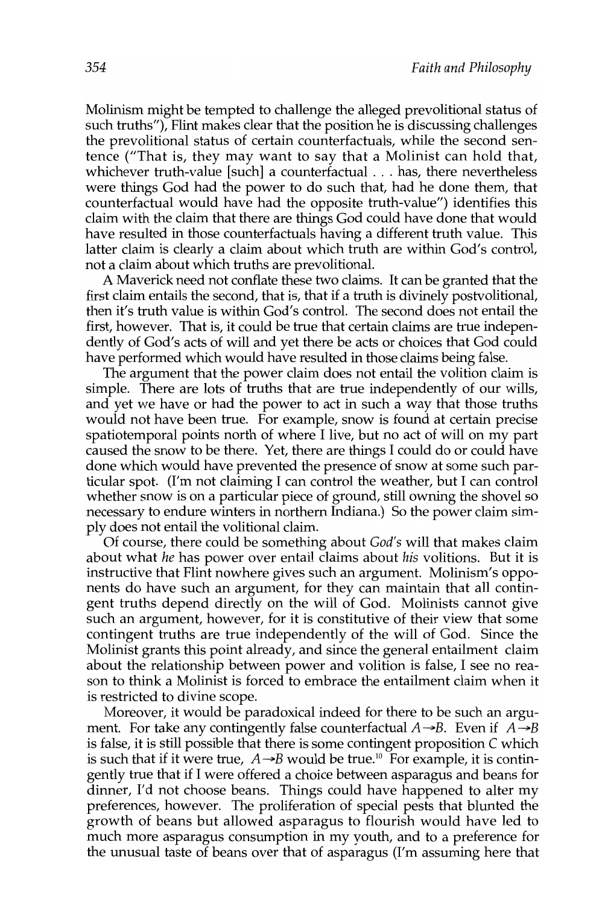Molinism might be tempted to challenge the alleged prevolitional status of such truths"), Flint makes clear that the position he is discussing challenges the prevolitional status of certain counterfactuals, while the second sentence ("That is, they may want to say that a Molinist can hold that, whichever truth-value [such] a counterfactual . . . has, there nevertheless were things God had the power to do such that, had he done them, that counterfactual would have had the opposite truth-value") identifies this claim with the claim that there are things God could have done that would have resulted in those counterfactuals having a different truth value. This latter claim is clearly a claim about which truth are within God's control, not a claim about which truths are prevolitional.

A Maverick need not conflate these two claims. It can be granted that the first claim entails the second, that is, that if a truth is divinely postvolitional, then it's truth value is within God's control. The second does not entail the first, however. That is, it could be true that certain claims are true independently of God's acts of will and yet there be acts or choices that God could have performed which would have resulted in those claims being false.

The argument that the power claim does not entail the volition claim is simple. There are lots of truths that are true independently of our wills, and yet we have or had the power to act in such a way that those truths would not have been true. For example, snow is found at certain precise spatiotemporal points north of where I live, but no act of will on my part caused the snow to be there. Yet, there are things I could do or could have done which would have prevented the presence of snow at some such particular spot. (I'm not claiming I can control the weather, but I can control whether snow is on a particular piece of ground, still owning the shovel so necessary to endure winters in northern Indiana.) So the power claim simply does not entail the volitional claim.

Of course, there could be something about *God's* will that makes claim about what *he* has power over entail claims about *his* volitions. But it is instructive that Flint nowhere gives such an argument. Molinism's opponents do have such an argument, for they can maintain that all contingent truths depend directly on the will of God. Molinists cannot give such an argument, however, for it is constitutive of their view that some contingent truths are true independently of the will of God. Since the Molinist grants this point already, and since the general entailment claim about the relationship between power and volition is false, I see no reason to think a Molinist is forced to embrace the entailment claim when it is restricted to divine scope.

Moreover, it would be paradoxical indeed for there to be such an argument. For take any contingently false counterfactual $A \rightarrow B$. Even if $A \rightarrow B$ is false, it is still possible that there is some contingent proposition $C$ which is such that if it were true, $A \rightarrow B$ would be true.[10] For example, it is contingently true that if I were offered a choice between asparagus and beans for dinner, I'd not choose beans. Things could have happened to alter my preferences, however. The proliferation of special pests that blunted the growth of beans but allowed asparagus to flourish would have led to much more asparagus consumption in my youth, and to a preference for the unusual taste of beans over that of asparagus (I'm assuming here that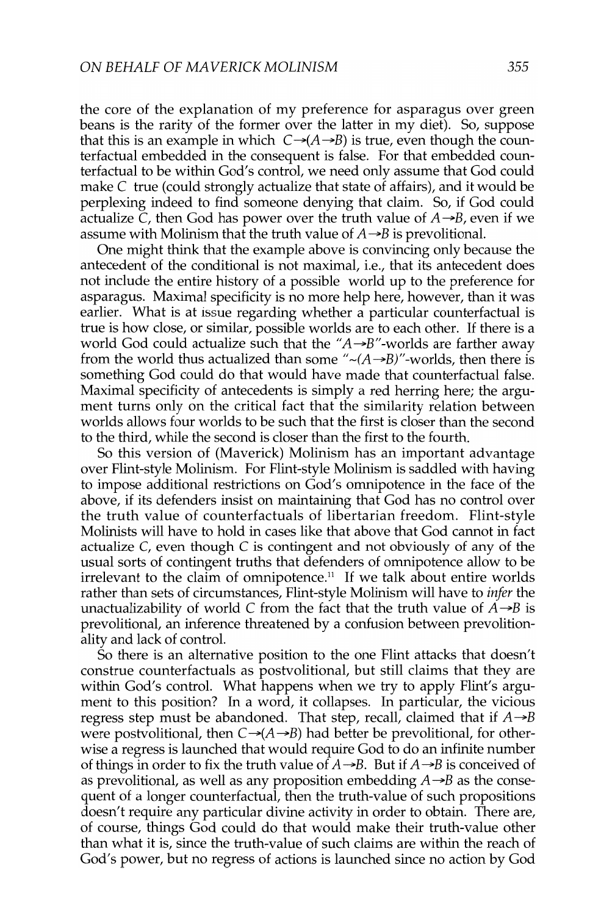the core of the explanation of my preference for asparagus over green beans is the rarity of the former over the latter in my diet). So, suppose that this is an example in which $C \rightarrow (A \rightarrow B)$ is true, even though the counterfactual embedded in the consequent is false. For that embedded counterfactual to be within God's control, we need only assume that God could make $C$ true (could strongly actualize that state of affairs), and it would be perplexing indeed to find someone denying that claim. So, if God could actualize $C$, then God has power over the truth value of $A \rightarrow B$, even if we assume with Molinism that the truth value of $A \rightarrow B$ is prevolitional.

One might think that the example above is convincing only because the antecedent of the conditional is not maximal, i.e., that its antecedent does not include the entire history of a possible world up to the preference for asparagus. Maximal specificity is no more help here, however, than it was earlier. What is at issue regarding whether a particular counterfactual is true is how close, or similar, possible worlds are to each other. If there is a world God could actualize such that the "$A \rightarrow B$"-worlds are farther away from the world thus actualized than some "$\sim(A \rightarrow B)$"-worlds, then there is something God could do that would have made that counterfactual false. Maximal specificity of antecedents is simply a red herring here; the argument turns only on the critical fact that the similarity relation between worlds allows four worlds to be such that the first is closer than the second to the third, while the second is closer than the first to the fourth.

So this version of (Maverick) Molinism has an important advantage over Flint-style Molinism. For Flint-style Molinism is saddled with having to impose additional restrictions on God's omnipotence in the face of the above, if its defenders insist on maintaining that God has no control over the truth value of counterfactuals of libertarian freedom. Flint-style Molinists will have to hold in cases like that above that God cannot in fact actualize $C$, even though $C$ is contingent and not obviously of any of the usual sorts of contingent truths that defenders of omnipotence allow to be irrelevant to the claim of omnipotence.[11] If we talk about entire worlds rather than sets of circumstances, Flint-style Molinism will have to *infer* the unactualizability of world $C$ from the fact that the truth value of $A \rightarrow B$ is prevolitional, an inference threatened by a confusion between prevolitionality and lack of control.

So there is an alternative position to the one Flint attacks that doesn't construe counterfactuals as postvolitional, but still claims that they are within God's control. What happens when we try to apply Flint's argument to this position? In a word, it collapses. In particular, the vicious regress step must be abandoned. That step, recall, claimed that if $A \rightarrow B$ were postvolitional, then $C \rightarrow (A \rightarrow B)$ had better be prevolitional, for otherwise a regress is launched that would require God to do an infinite number of things in order to fix the truth value of $A \rightarrow B$. But if $A \rightarrow B$ is conceived of as prevolitional, as well as any proposition embedding $A \rightarrow B$ as the consequent of a longer counterfactual, then the truth-value of such propositions doesn't require any particular divine activity in order to obtain. There are, of course, things God could do that would make their truth-value other than what it is, since the truth-value of such claims are within the reach of God's power, but no regress of actions is launched since no action by God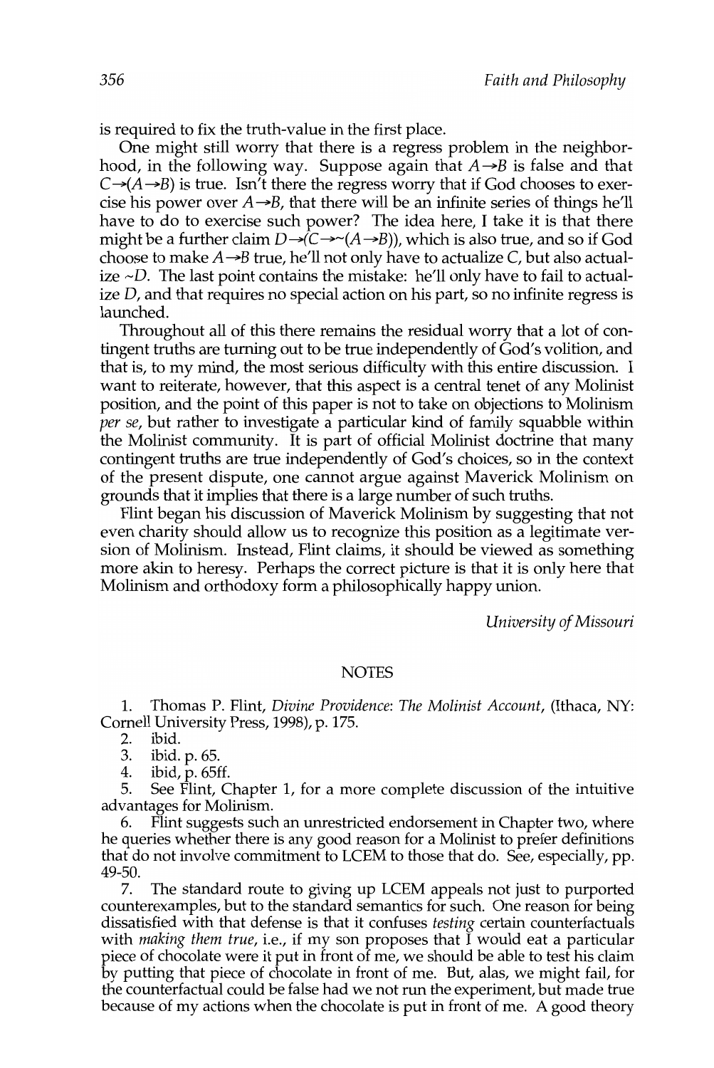is required to fix the truth-value in the first place.

One might still worry that there is a regress problem in the neighborhood, in the following way. Suppose again that $A \rightarrow B$ is false and that $C \rightarrow (A \rightarrow B)$ is true. Isn't there the regress worry that if God chooses to exercise his power over $A \rightarrow B$, that there will be an infinite series of things he'll have to do to exercise such power? The idea here, I take it is that there might be a further claim $D \rightarrow (C \rightarrow \sim(A \rightarrow B))$, which is also true, and so if God choose to make $A \rightarrow B$ true, he'll not only have to actualize $C$, but also actualize $\sim D$. The last point contains the mistake: he'll only have to fail to actualize $D$, and that requires no special action on his part, so no infinite regress is launched.

Throughout all of this there remains the residual worry that a lot of contingent truths are turning out to be true independently of God's volition, and that is, to my mind, the most serious difficulty with this entire discussion. I want to reiterate, however, that this aspect is a central tenet of any Molinist position, and the point of this paper is not to take on objections to Molinism *per se*, but rather to investigate a particular kind of family squabble within the Molinist community. It is part of official Molinist doctrine that many contingent truths are true independently of God's choices, so in the context of the present dispute, one cannot argue against Maverick Molinism on grounds that it implies that there is a large number of such truths.

Flint began his discussion of Maverick Molinism by suggesting that not even charity should allow us to recognize this position as a legitimate version of Molinism. Instead, Flint claims, it should be viewed as something more akin to heresy. Perhaps the correct picture is that it is only here that Molinism and orthodoxy form a philosophically happy union.

*University of Missouri*

## NOTES

1. Thomas P. Flint, *Divine Providence: The Molinist Account*, (Ithaca, NY: Cornell University Press, 1998), p. 175.
2. ibid.
3. ibid. p. 65.
4. ibid, p. 65ff.
5. See Flint, Chapter 1, for a more complete discussion of the intuitive advantages for Molinism.
6. Flint suggests such an unrestricted endorsement in Chapter two, where he queries whether there is any good reason for a Molinist to prefer definitions that do not involve commitment to LCEM to those that do. See, especially, pp. 49-50.
7. The standard route to giving up LCEM appeals not just to purported counterexamples, but to the standard semantics for such. One reason for being dissatisfied with that defense is that it confuses *testing* certain counterfactuals with *making them true*, i.e., if my son proposes that I would eat a particular piece of chocolate were it put in front of me, we should be able to test his claim by putting that piece of chocolate in front of me. But, alas, we might fail, for the counterfactual could be false had we not run the experiment, but made true because of my actions when the chocolate is put in front of me. A good theory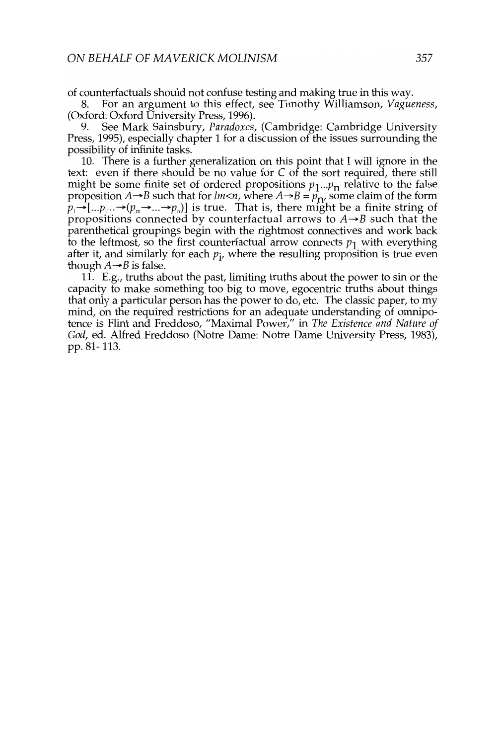of counterfactuals should not confuse testing and making true in this way.

8. For an argument to this effect, see Timothy Williamson, *Vagueness*, (Oxford: Oxford University Press, 1996).

9. See Mark Sainsbury, *Paradoxes*, (Cambridge: Cambridge University Press, 1995), especially chapter 1 for a discussion of the issues surrounding the possibility of infinite tasks.

10. There is a further generalization on this point that I will ignore in the text: even if there should be no value for C of the sort required, there still might be some finite set of ordered propositions $p_1 \ldots p_n$ relative to the false proposition $A \rightarrow B$ such that for $l m < n$, where $A \rightarrow B = p_n$, some claim of the form $p_1 \rightarrow [\ldots p_l \ldots \rightarrow (p_m \rightarrow \ldots \rightarrow p_n)]$ is true. That is, there might be a finite string of propositions connected by counterfactual arrows to $A \rightarrow B$ such that the parenthetical groupings begin with the rightmost connectives and work back to the leftmost, so the first counterfactual arrow connects $p_1$ with everything after it, and similarly for each $p_i$, where the resulting proposition is true even though $A \rightarrow B$ is false.

11. E.g., truths about the past, limiting truths about the power to sin or the capacity to make something too big to move, egocentric truths about things that only a particular person has the power to do, etc. The classic paper, to my mind, on the required restrictions for an adequate understanding of omnipotence is Flint and Freddoso, "Maximal Power," in *The Existence and Nature of God*, ed. Alfred Freddoso (Notre Dame: Notre Dame University Press, 1983), pp. 81- 113.